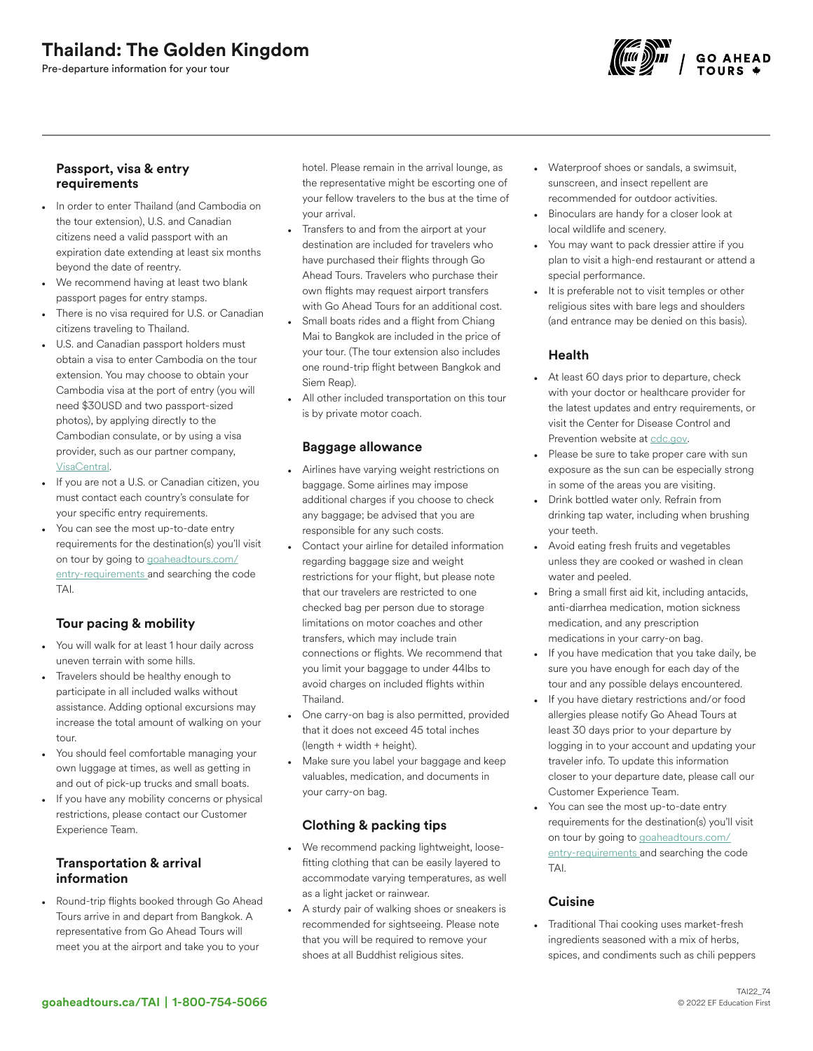# Thailand: The Golden Kingdom

Pre-departure information for your tour

### Passport, visa & entry requirements

- In order to enter Thailand (and Cambodia on the tour extension), U.S. and Canadian citizens need a valid passport with an expiration date extending at least six months beyond the date of reentry.
- We recommend having at least two blank passport pages for entry stamps.
- There is no visa required for U.S. or Canadian citizens traveling to Thailand.
- U.S. and Canadian passport holders must obtain a visa to enter Cambodia on the tour extension. You may choose to obtain your Cambodia visa at the port of entry (you will need $30USD and two passport-sized photos), by applying directly to the Cambodian consulate, or by using a visa provider, such as our partner company, VisaCentral.
- If you are not a U.S. or Canadian citizen, you must contact each country's consulate for your specific entry requirements.
- You can see the most up-to-date entry requirements for the destination(s) you'll visit on tour by going to goaheadtours.com/entry-requirements and searching the code TAI.

### Tour pacing & mobility

- You will walk for at least 1 hour daily across uneven terrain with some hills.
- Travelers should be healthy enough to participate in all included walks without assistance. Adding optional excursions may increase the total amount of walking on your tour.
- You should feel comfortable managing your own luggage at times, as well as getting in and out of pick-up trucks and small boats.
- If you have any mobility concerns or physical restrictions, please contact our Customer Experience Team.

### Transportation & arrival information

- Round-trip flights booked through Go Ahead Tours arrive in and depart from Bangkok. A representative from Go Ahead Tours will meet you at the airport and take you to your hotel. Please remain in the arrival lounge, as the representative might be escorting one of your fellow travelers to the bus at the time of your arrival.
- Transfers to and from the airport at your destination are included for travelers who have purchased their flights through Go Ahead Tours. Travelers who purchase their own flights may request airport transfers with Go Ahead Tours for an additional cost.
- Small boats rides and a flight from Chiang Mai to Bangkok are included in the price of your tour. (The tour extension also includes one round-trip flight between Bangkok and Siem Reap).
- All other included transportation on this tour is by private motor coach.

### Baggage allowance

- Airlines have varying weight restrictions on baggage. Some airlines may impose additional charges if you choose to check any baggage; be advised that you are responsible for any such costs.
- Contact your airline for detailed information regarding baggage size and weight restrictions for your flight, but please note that our travelers are restricted to one checked bag per person due to storage limitations on motor coaches and other transfers, which may include train connections or flights. We recommend that you limit your baggage to under 44lbs to avoid charges on included flights within Thailand.
- One carry-on bag is also permitted, provided that it does not exceed 45 total inches (length + width + height).
- Make sure you label your baggage and keep valuables, medication, and documents in your carry-on bag.

### Clothing & packing tips

- We recommend packing lightweight, loose-fitting clothing that can be easily layered to accommodate varying temperatures, as well as a light jacket or rainwear.
- A sturdy pair of walking shoes or sneakers is recommended for sightseeing. Please note that you will be required to remove your shoes at all Buddhist religious sites.
- Waterproof shoes or sandals, a swimsuit, sunscreen, and insect repellent are recommended for outdoor activities.
- Binoculars are handy for a closer look at local wildlife and scenery.
- You may want to pack dressier attire if you plan to visit a high-end restaurant or attend a special performance.
- It is preferable not to visit temples or other religious sites with bare legs and shoulders (and entrance may be denied on this basis).

### Health

- At least 60 days prior to departure, check with your doctor or healthcare provider for the latest updates and entry requirements, or visit the Center for Disease Control and Prevention website at cdc.gov.
- Please be sure to take proper care with sun exposure as the sun can be especially strong in some of the areas you are visiting.
- Drink bottled water only. Refrain from drinking tap water, including when brushing your teeth.
- Avoid eating fresh fruits and vegetables unless they are cooked or washed in clean water and peeled.
- Bring a small first aid kit, including antacids, anti-diarrhea medication, motion sickness medication, and any prescription medications in your carry-on bag.
- If you have medication that you take daily, be sure you have enough for each day of the tour and any possible delays encountered.
- If you have dietary restrictions and/or food allergies please notify Go Ahead Tours at least 30 days prior to your departure by logging in to your account and updating your traveler info. To update this information closer to your departure date, please call our Customer Experience Team.
- You can see the most up-to-date entry requirements for the destination(s) you'll visit on tour by going to goaheadtours.com/entry-requirements and searching the code TAI.

### Cuisine

- Traditional Thai cooking uses market-fresh ingredients seasoned with a mix of herbs, spices, and condiments such as chili peppers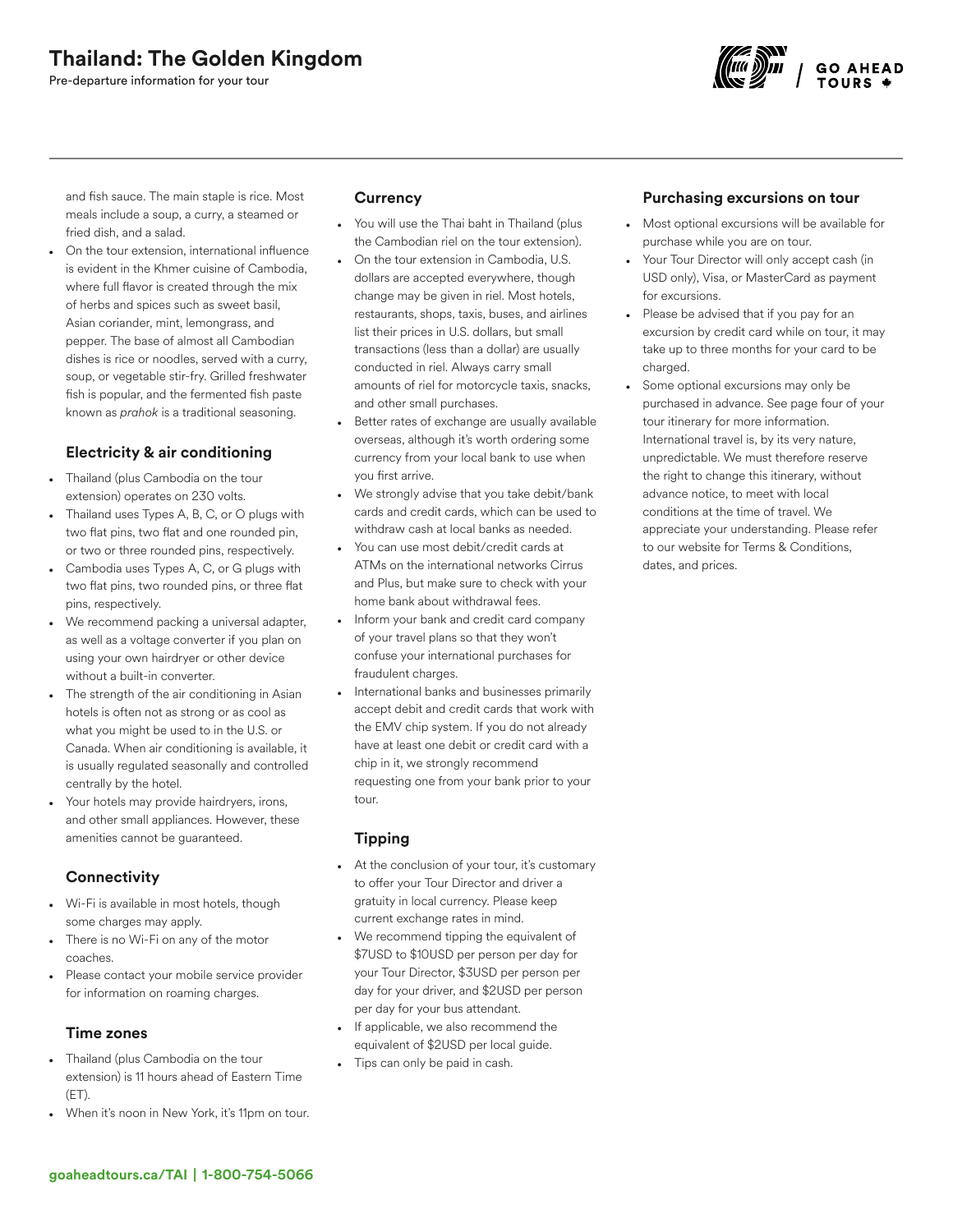and fish sauce. The main staple is rice. Most meals include a soup, a curry, a steamed or fried dish, and a salad.

- On the tour extension, international influence is evident in the Khmer cuisine of Cambodia, where full flavor is created through the mix of herbs and spices such as sweet basil, Asian coriander, mint, lemongrass, and pepper. The base of almost all Cambodian dishes is rice or noodles, served with a curry, soup, or vegetable stir-fry. Grilled freshwater fish is popular, and the fermented fish paste known as *prahok* is a traditional seasoning.

### Electricity & air conditioning

- Thailand (plus Cambodia on the tour extension) operates on 230 volts.
- Thailand uses Types A, B, C, or O plugs with two flat pins, two flat and one rounded pin, or two or three rounded pins, respectively.
- Cambodia uses Types A, C, or G plugs with two flat pins, two rounded pins, or three flat pins, respectively.
- We recommend packing a universal adapter, as well as a voltage converter if you plan on using your own hairdryer or other device without a built-in converter.
- The strength of the air conditioning in Asian hotels is often not as strong or as cool as what you might be used to in the U.S. or Canada. When air conditioning is available, it is usually regulated seasonally and controlled centrally by the hotel.
- Your hotels may provide hairdryers, irons, and other small appliances. However, these amenities cannot be guaranteed.

### Connectivity

- Wi-Fi is available in most hotels, though some charges may apply.
- There is no Wi-Fi on any of the motor coaches.
- Please contact your mobile service provider for information on roaming charges.

### Time zones

- Thailand (plus Cambodia on the tour extension) is 11 hours ahead of Eastern Time (ET).
- When it's noon in New York, it's 11pm on tour.

### Currency

- You will use the Thai baht in Thailand (plus the Cambodian riel on the tour extension).
- On the tour extension in Cambodia, U.S. dollars are accepted everywhere, though change may be given in riel. Most hotels, restaurants, shops, taxis, buses, and airlines list their prices in U.S. dollars, but small transactions (less than a dollar) are usually conducted in riel. Always carry small amounts of riel for motorcycle taxis, snacks, and other small purchases.
- Better rates of exchange are usually available overseas, although it's worth ordering some currency from your local bank to use when you first arrive.
- We strongly advise that you take debit/bank cards and credit cards, which can be used to withdraw cash at local banks as needed.
- You can use most debit/credit cards at ATMs on the international networks Cirrus and Plus, but make sure to check with your home bank about withdrawal fees.
- Inform your bank and credit card company of your travel plans so that they won't confuse your international purchases for fraudulent charges.
- International banks and businesses primarily accept debit and credit cards that work with the EMV chip system. If you do not already have at least one debit or credit card with a chip in it, we strongly recommend requesting one from your bank prior to your tour.

### Tipping

- At the conclusion of your tour, it's customary to offer your Tour Director and driver a gratuity in local currency. Please keep current exchange rates in mind.
- We recommend tipping the equivalent of $7USD to $10USD per person per day for your Tour Director, $3USD per person per day for your driver, and $2USD per person per day for your bus attendant.
- If applicable, we also recommend the equivalent of $2USD per local guide.
- Tips can only be paid in cash.

### Purchasing excursions on tour

- Most optional excursions will be available for purchase while you are on tour.
- Your Tour Director will only accept cash (in USD only), Visa, or MasterCard as payment for excursions.
- Please be advised that if you pay for an excursion by credit card while on tour, it may take up to three months for your card to be charged.
- Some optional excursions may only be purchased in advance. See page four of your tour itinerary for more information.

International travel is, by its very nature, unpredictable. We must therefore reserve the right to change this itinerary, without advance notice, to meet with local conditions at the time of travel. We appreciate your understanding. Please refer to our website for Terms & Conditions, dates, and prices.